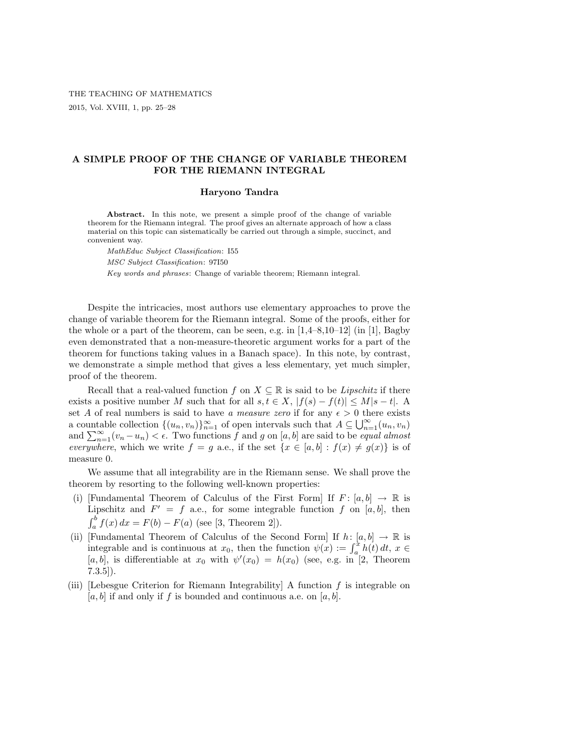# A SIMPLE PROOF OF THE CHANGE OF VARIABLE THEOREM FOR THE RIEMANN INTEGRAL

**Haryono Tandra**

**Abstract.** In this note, we present a simple proof of the change of variable theorem for the Riemann integral. The proof gives an alternate approach of how a class material on this topic can sistematically be carried out through a simple, succinct, and convenient way.

*MathEduc Subject Classification*: I55

*MSC Subject Classification*: 97I50

*Key words and phrases*: Change of variable theorem; Riemann integral.

Despite the intricacies, most authors use elementary approaches to prove the change of variable theorem for the Riemann integral. Some of the proofs, either for the whole or a part of the theorem, can be seen, e.g. in [1,4–8,10–12] (in [1], Bagby even demonstrated that a non-measure-theoretic argument works for a part of the theorem for functions taking values in a Banach space). In this note, by contrast, we demonstrate a simple method that gives a less elementary, yet much simpler, proof of the theorem.

Recall that a real-valued function $f$ on $X \subseteq \mathbb{R}$ is said to be *Lipschitz* if there exists a positive number $M$ such that for all $s, t \in X$, $|f(s) - f(t)| \leq M|s - t|$. A set $A$ of real numbers is said to have *a measure zero* if for any $\epsilon > 0$ there exists a countable collection $\{(u_n, v_n)\}_{n=1}^{\infty}$ of open intervals such that $A \subseteq \bigcup_{n=1}^{\infty}(u_n, v_n)$ and $\sum_{n=1}^{\infty}(v_n - u_n) < \epsilon$. Two functions $f$ and $g$ on $[a, b]$ are said to be *equal almost everywhere*, which we write $f = g$ a.e., if the set $\{x \in [a, b] : f(x) \neq g(x)\}$ is of measure 0.

We assume that all integrability are in the Riemann sense. We shall prove the theorem by resorting to the following well-known properties:

(i) [Fundamental Theorem of Calculus of the First Form] If $F\colon [a, b] \to \mathbb{R}$ is Lipschitz and $F' = f$ a.e., for some integrable function $f$ on $[a, b]$, then $\int_a^b f(x)\,dx = F(b) - F(a)$ (see [3, Theorem 2]).

(ii) [Fundamental Theorem of Calculus of the Second Form] If $h\colon [a, b] \to \mathbb{R}$ is integrable and is continuous at $x_0$, then the function $\psi(x) := \int_a^x h(t)\,dt$, $x \in [a, b]$, is differentiable at $x_0$ with $\psi'(x_0) = h(x_0)$ (see, e.g. in [2, Theorem 7.3.5]).

(iii) [Lebesgue Criterion for Riemann Integrability] A function $f$ is integrable on $[a, b]$ if and only if $f$ is bounded and continuous a.e. on $[a, b]$.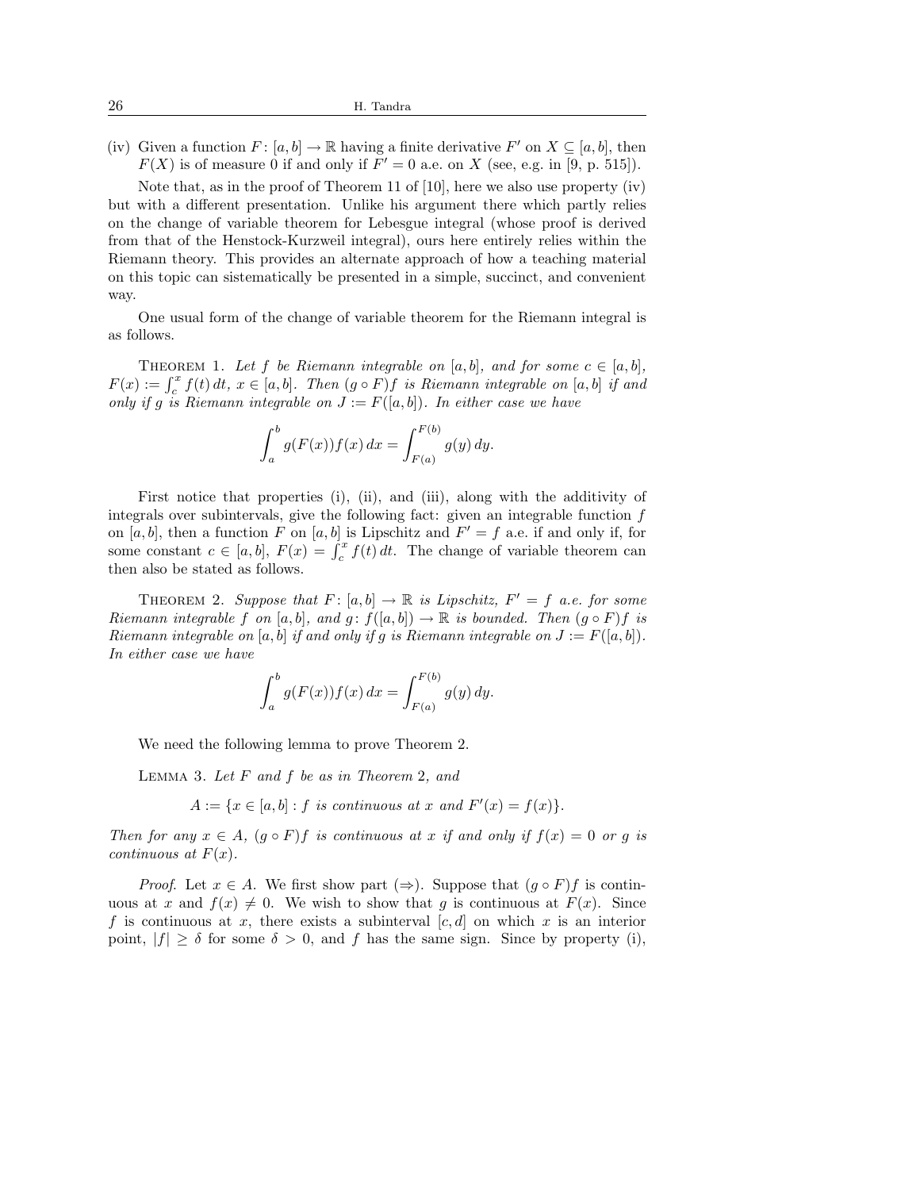(iv) Given a function $F: [a,b] \to \mathbb{R}$ having a finite derivative $F'$ on $X \subseteq [a,b]$, then $F(X)$ is of measure 0 if and only if $F' = 0$ a.e. on $X$ (see, e.g. in [9, p. 515]).

Note that, as in the proof of Theorem 11 of [10], here we also use property (iv) but with a different presentation. Unlike his argument there which partly relies on the change of variable theorem for Lebesgue integral (whose proof is derived from that of the Henstock-Kurzweil integral), ours here entirely relies within the Riemann theory. This provides an alternate approach of how a teaching material on this topic can sistematically be presented in a simple, succinct, and convenient way.

One usual form of the change of variable theorem for the Riemann integral is as follows.

Theorem 1. *Let $f$ be Riemann integrable on $[a,b]$, and for some $c \in [a,b]$, $F(x) := \int_c^x f(t)\,dt$, $x \in [a,b]$. Then $(g \circ F)f$ is Riemann integrable on $[a,b]$ if and only if $g$ is Riemann integrable on $J := F([a,b])$. In either case we have*

$$\int_a^b g(F(x))f(x)\,dx = \int_{F(a)}^{F(b)} g(y)\,dy.$$

First notice that properties (i), (ii), and (iii), along with the additivity of integrals over subintervals, give the following fact: given an integrable function $f$ on $[a,b]$, then a function $F$ on $[a,b]$ is Lipschitz and $F' = f$ a.e. if and only if, for some constant $c \in [a,b]$, $F(x) = \int_c^x f(t)\,dt$. The change of variable theorem can then also be stated as follows.

Theorem 2. *Suppose that $F: [a,b] \to \mathbb{R}$ is Lipschitz, $F' = f$ a.e. for some Riemann integrable $f$ on $[a,b]$, and $g: f([a,b]) \to \mathbb{R}$ is bounded. Then $(g \circ F)f$ is Riemann integrable on $[a,b]$ if and only if $g$ is Riemann integrable on $J := F([a,b])$. In either case we have*

$$\int_a^b g(F(x))f(x)\,dx = \int_{F(a)}^{F(b)} g(y)\,dy.$$

We need the following lemma to prove Theorem 2.

Lemma 3. *Let $F$ and $f$ be as in Theorem 2, and*

$$A := \{x \in [a,b] : f \text{ is continuous at } x \text{ and } F'(x) = f(x)\}.$$

*Then for any $x \in A$, $(g \circ F)f$ is continuous at $x$ if and only if $f(x) = 0$ or $g$ is continuous at $F(x)$.*

*Proof*. Let $x \in A$. We first show part ($\Rightarrow$). Suppose that $(g \circ F)f$ is continuous at $x$ and $f(x) \neq 0$. We wish to show that $g$ is continuous at $F(x)$. Since $f$ is continuous at $x$, there exists a subinterval $[c,d]$ on which $x$ is an interior point, $|f| \geq \delta$ for some $\delta > 0$, and $f$ has the same sign. Since by property (i),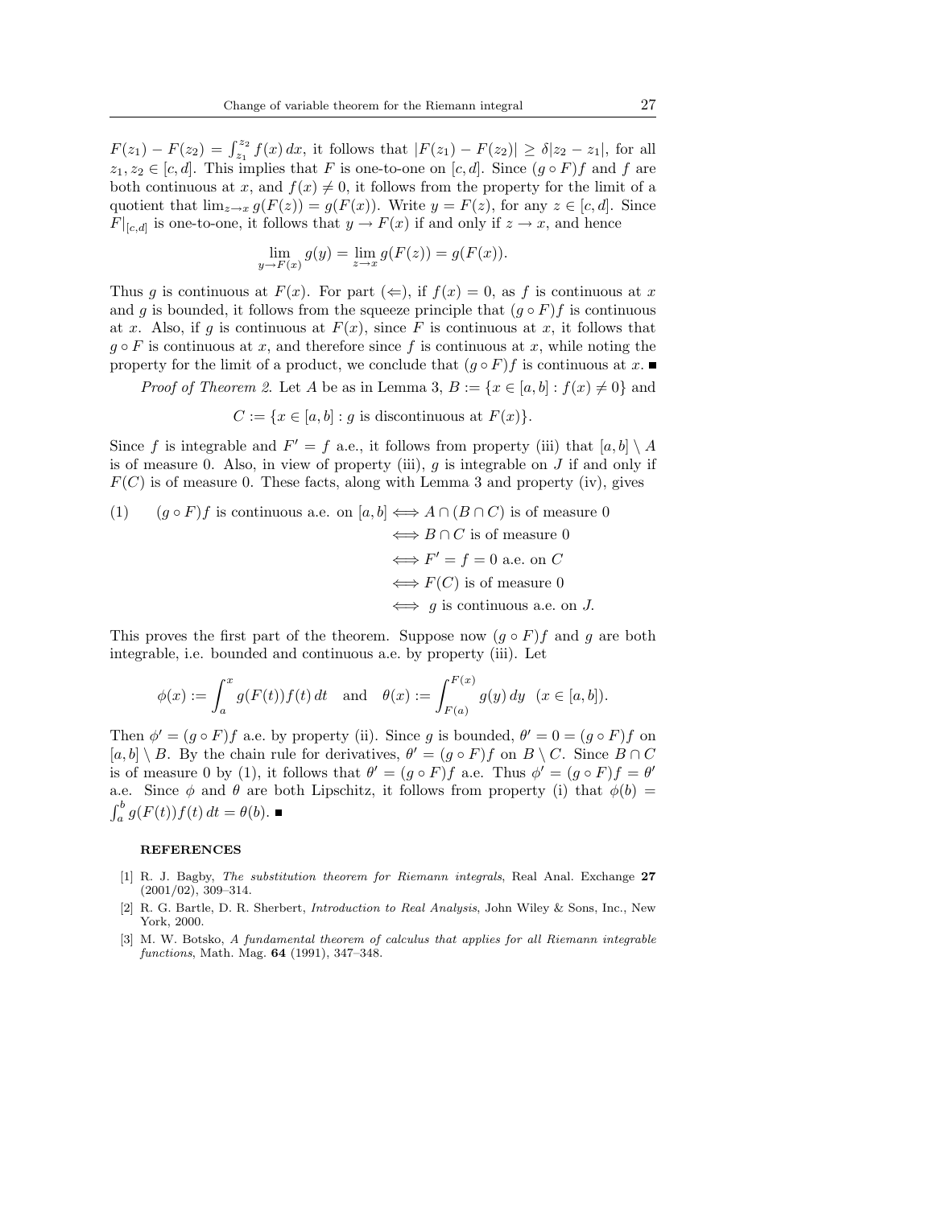$F(z_1) - F(z_2) = \int_{z_1}^{z_2} f(x)\,dx$, it follows that $|F(z_1) - F(z_2)| \geq \delta |z_2 - z_1|$, for all $z_1, z_2 \in [c,d]$. This implies that $F$ is one-to-one on $[c,d]$. Since $(g \circ F)f$ and $f$ are both continuous at $x$, and $f(x) \neq 0$, it follows from the property for the limit of a quotient that $\lim_{z \to x} g(F(z)) = g(F(x))$. Write $y = F(z)$, for any $z \in [c,d]$. Since $F|_{[c,d]}$ is one-to-one, it follows that $y \to F(x)$ if and only if $z \to x$, and hence

$$\lim_{y \to F(x)} g(y) = \lim_{z \to x} g(F(z)) = g(F(x)).$$

Thus $g$ is continuous at $F(x)$. For part ($\Leftarrow$), if $f(x) = 0$, as $f$ is continuous at $x$ and $g$ is bounded, it follows from the squeeze principle that $(g \circ F)f$ is continuous at $x$. Also, if $g$ is continuous at $F(x)$, since $F$ is continuous at $x$, it follows that $g \circ F$ is continuous at $x$, and therefore since $f$ is continuous at $x$, while noting the property for the limit of a product, we conclude that $(g \circ F)f$ is continuous at $x$. ■

*Proof of Theorem 2.* Let $A$ be as in Lemma 3, $B := \{x \in [a,b] : f(x) \neq 0\}$ and

$$C := \{x \in [a,b] : g \text{ is discontinuous at } F(x)\}.$$

Since $f$ is integrable and $F' = f$ a.e., it follows from property (iii) that $[a,b] \setminus A$ is of measure 0. Also, in view of property (iii), $g$ is integrable on $J$ if and only if $F(C)$ is of measure 0. These facts, along with Lemma 3 and property (iv), gives

$$\begin{aligned}
(1) \qquad (g \circ F)f \text{ is continuous a.e. on } [a,b] &\iff A \cap (B \cap C) \text{ is of measure } 0 \\
&\iff B \cap C \text{ is of measure } 0 \\
&\iff F' = f = 0 \text{ a.e. on } C \\
&\iff F(C) \text{ is of measure } 0 \\
&\iff g \text{ is continuous a.e. on } J.
\end{aligned}$$

This proves the first part of the theorem. Suppose now $(g \circ F)f$ and $g$ are both integrable, i.e. bounded and continuous a.e. by property (iii). Let

$$\phi(x) := \int_a^x g(F(t))f(t)\,dt \quad \text{and} \quad \theta(x) := \int_{F(a)}^{F(x)} g(y)\,dy \quad (x \in [a,b]).$$

Then $\phi' = (g \circ F)f$ a.e. by property (ii). Since $g$ is bounded, $\theta' = 0 = (g \circ F)f$ on $[a,b] \setminus B$. By the chain rule for derivatives, $\theta' = (g \circ F)f$ on $B \setminus C$. Since $B \cap C$ is of measure 0 by (1), it follows that $\theta' = (g \circ F)f$ a.e. Thus $\phi' = (g \circ F)f = \theta'$ a.e. Since $\phi$ and $\theta$ are both Lipschitz, it follows from property (i) that $\phi(b) = \int_a^b g(F(t))f(t)\,dt = \theta(b)$. ■

## REFERENCES

[1] R. J. Bagby, *The substitution theorem for Riemann integrals*, Real Anal. Exchange **27** (2001/02), 309–314.

[2] R. G. Bartle, D. R. Sherbert, *Introduction to Real Analysis*, John Wiley & Sons, Inc., New York, 2000.

[3] M. W. Botsko, *A fundamental theorem of calculus that applies for all Riemann integrable functions*, Math. Mag. **64** (1991), 347–348.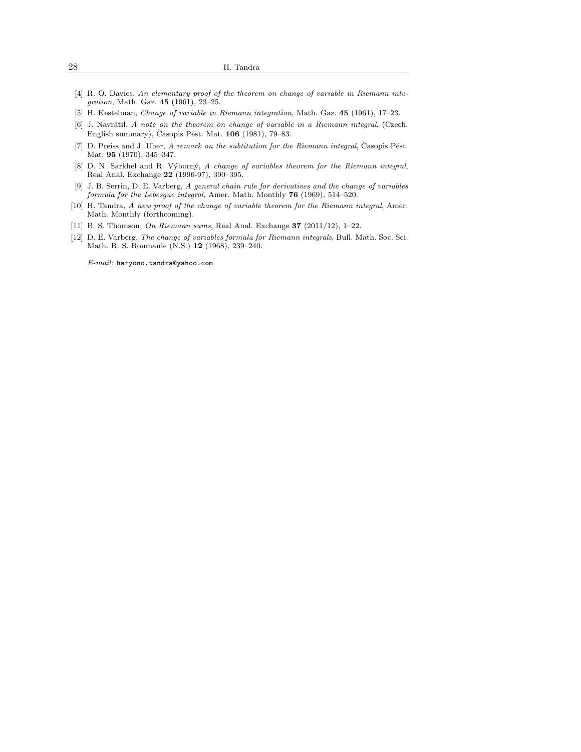[4] R. O. Davies, *An elementary proof of the theorem on change of variable in Riemann integration*, Math. Gaz. **45** (1961), 23–25.

[5] H. Kestelman, *Change of variable in Riemann integration*, Math. Gaz. **45** (1961), 17–23.

[6] J. Navrátil, *A note on the theorem on change of variable in a Riemann integral*, (Czech. English summary), Časopis Pěst. Mat. **106** (1981), 79–83.

[7] D. Preiss and J. Uher, *A remark on the subtitution for the Riemann integral*, Časopis Pěst. Mat. **95** (1970), 345–347.

[8] D. N. Sarkhel and R. Výborný, *A change of variables theorem for the Riemann integral*, Real Anal. Exchange **22** (1996-97), 390–395.

[9] J. B. Serrin, D. E. Varberg, *A general chain rule for derivatives and the change of variables formula for the Lebesgue integral*, Amer. Math. Monthly **76** (1969), 514–520.

[10] H. Tandra, *A new proof of the change of variable theorem for the Riemann integral*, Amer. Math. Monthly (forthcoming).

[11] B. S. Thomson, *On Riemann sums*, Real Anal. Exchange **37** (2011/12), 1–22.

[12] D. E. Varberg, *The change of variables formula for Riemann integrals*, Bull. Math. Soc. Sci. Math. R. S. Roumanie (N.S.) **12** (1968), 239–240.

*E-mail*: haryono.tandra@yahoo.com